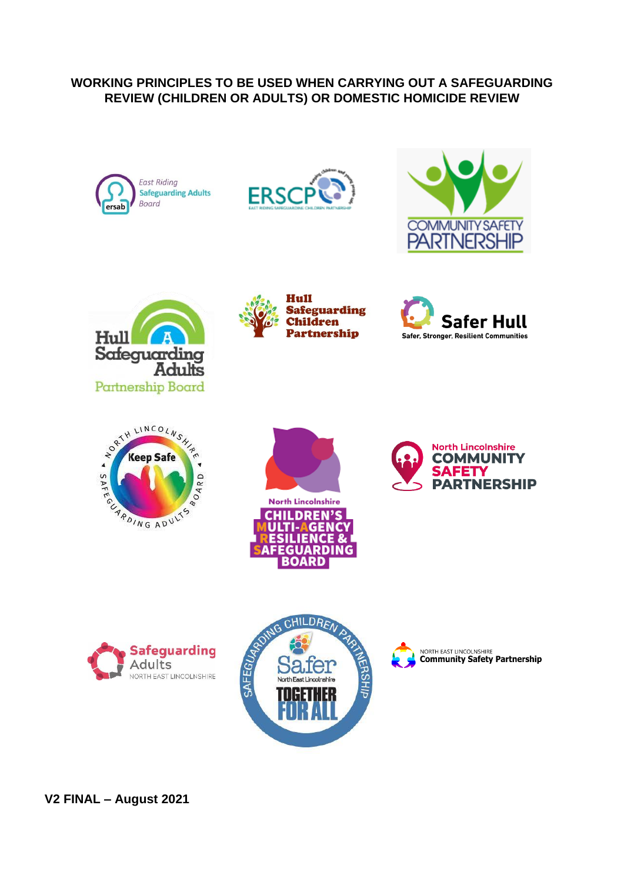# WORKING PRINCIPLES TO BE USED WHEN CARRYING OUT A SAFEGUARDING REVIEW (CHILDREN OR ADULTS) OR DOMESTIC HOMICIDE REVIEW

**V2 FINAL – August 2021**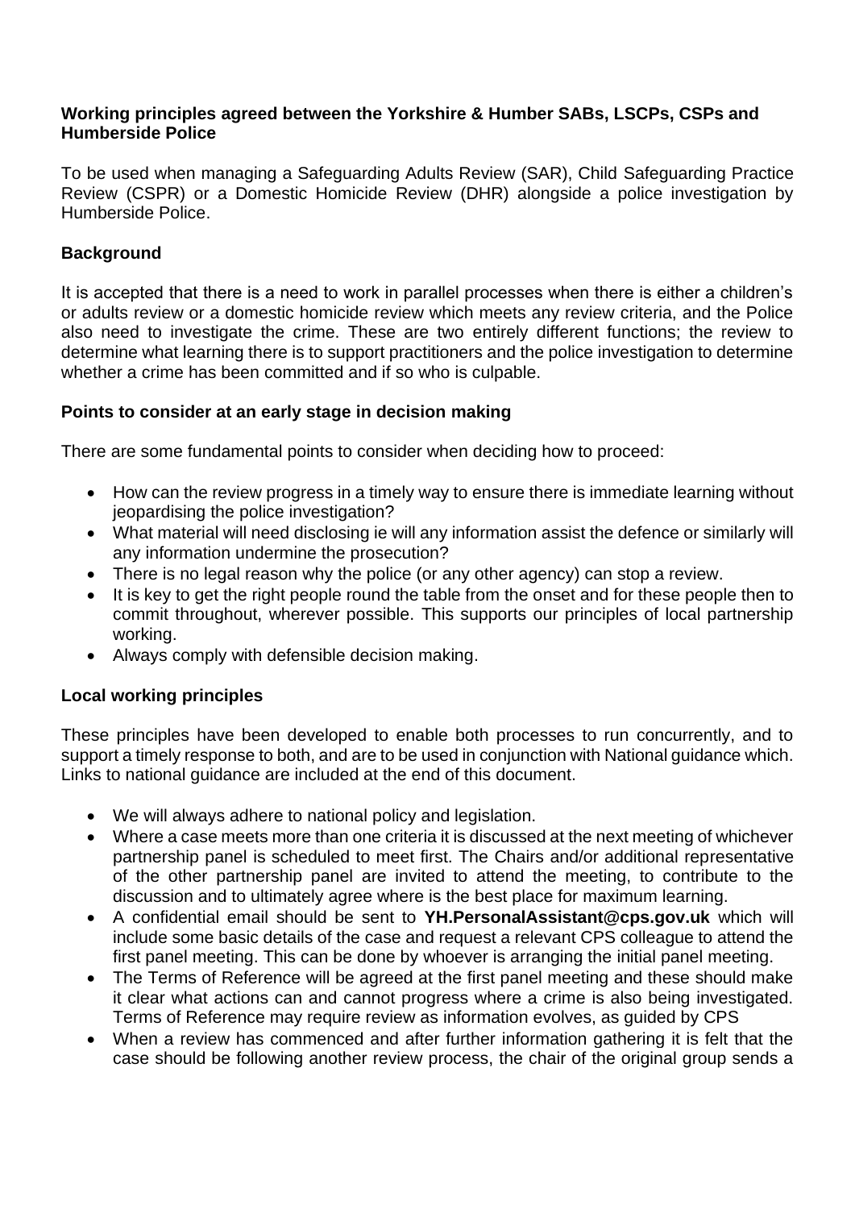**Working principles agreed between the Yorkshire & Humber SABs, LSCPs, CSPs and Humberside Police**

To be used when managing a Safeguarding Adults Review (SAR), Child Safeguarding Practice Review (CSPR) or a Domestic Homicide Review (DHR) alongside a police investigation by Humberside Police.

**Background**

It is accepted that there is a need to work in parallel processes when there is either a children's or adults review or a domestic homicide review which meets any review criteria, and the Police also need to investigate the crime. These are two entirely different functions; the review to determine what learning there is to support practitioners and the police investigation to determine whether a crime has been committed and if so who is culpable.

**Points to consider at an early stage in decision making**

There are some fundamental points to consider when deciding how to proceed:

- How can the review progress in a timely way to ensure there is immediate learning without jeopardising the police investigation?
- What material will need disclosing ie will any information assist the defence or similarly will any information undermine the prosecution?
- There is no legal reason why the police (or any other agency) can stop a review.
- It is key to get the right people round the table from the onset and for these people then to commit throughout, wherever possible. This supports our principles of local partnership working.
- Always comply with defensible decision making.

**Local working principles**

These principles have been developed to enable both processes to run concurrently, and to support a timely response to both, and are to be used in conjunction with National guidance which. Links to national guidance are included at the end of this document.

- We will always adhere to national policy and legislation.
- Where a case meets more than one criteria it is discussed at the next meeting of whichever partnership panel is scheduled to meet first. The Chairs and/or additional representative of the other partnership panel are invited to attend the meeting, to contribute to the discussion and to ultimately agree where is the best place for maximum learning.
- A confidential email should be sent to **YH.PersonalAssistant@cps.gov.uk** which will include some basic details of the case and request a relevant CPS colleague to attend the first panel meeting. This can be done by whoever is arranging the initial panel meeting.
- The Terms of Reference will be agreed at the first panel meeting and these should make it clear what actions can and cannot progress where a crime is also being investigated. Terms of Reference may require review as information evolves, as guided by CPS
- When a review has commenced and after further information gathering it is felt that the case should be following another review process, the chair of the original group sends a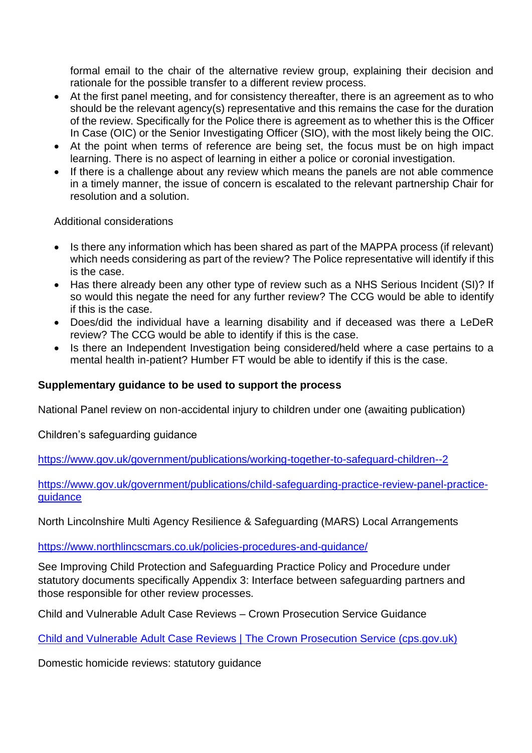formal email to the chair of the alternative review group, explaining their decision and rationale for the possible transfer to a different review process.

- At the first panel meeting, and for consistency thereafter, there is an agreement as to who should be the relevant agency(s) representative and this remains the case for the duration of the review. Specifically for the Police there is agreement as to whether this is the Officer In Case (OIC) or the Senior Investigating Officer (SIO), with the most likely being the OIC.
- At the point when terms of reference are being set, the focus must be on high impact learning. There is no aspect of learning in either a police or coronial investigation.
- If there is a challenge about any review which means the panels are not able commence in a timely manner, the issue of concern is escalated to the relevant partnership Chair for resolution and a solution.

Additional considerations

- Is there any information which has been shared as part of the MAPPA process (if relevant) which needs considering as part of the review? The Police representative will identify if this is the case.
- Has there already been any other type of review such as a NHS Serious Incident (SI)? If so would this negate the need for any further review? The CCG would be able to identify if this is the case.
- Does/did the individual have a learning disability and if deceased was there a LeDeR review? The CCG would be able to identify if this is the case.
- Is there an Independent Investigation being considered/held where a case pertains to a mental health in-patient? Humber FT would be able to identify if this is the case.

**Supplementary guidance to be used to support the process**

National Panel review on non-accidental injury to children under one (awaiting publication)

Children's safeguarding guidance

https://www.gov.uk/government/publications/working-together-to-safeguard-children--2

https://www.gov.uk/government/publications/child-safeguarding-practice-review-panel-practice-guidance

North Lincolnshire Multi Agency Resilience & Safeguarding (MARS) Local Arrangements

https://www.northlincscmars.co.uk/policies-procedures-and-guidance/

See Improving Child Protection and Safeguarding Practice Policy and Procedure under statutory documents specifically Appendix 3: Interface between safeguarding partners and those responsible for other review processes.

Child and Vulnerable Adult Case Reviews – Crown Prosecution Service Guidance

Child and Vulnerable Adult Case Reviews | The Crown Prosecution Service (cps.gov.uk)

Domestic homicide reviews: statutory guidance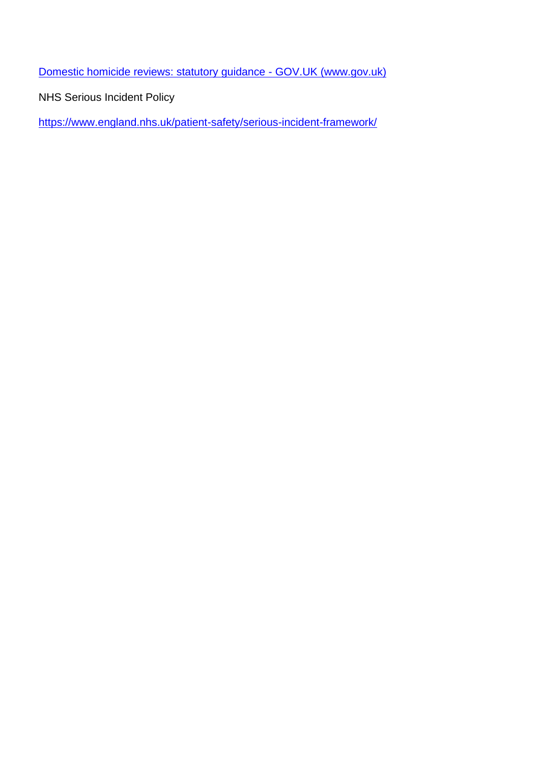Domestic homicide reviews: statutory guidance - GOV.UK (www.gov.uk)

NHS Serious Incident Policy

https://www.england.nhs.uk/patient-safety/serious-incident-framework/